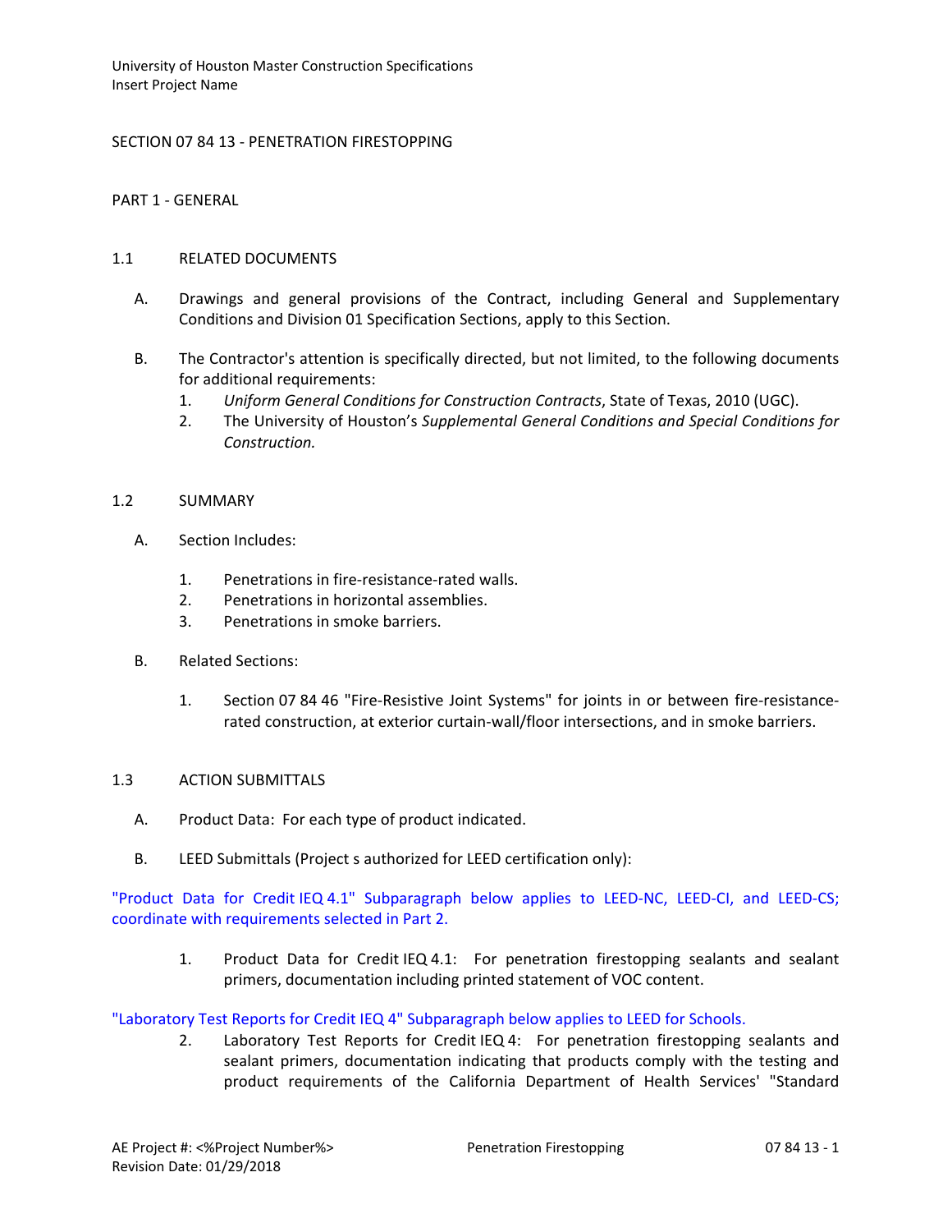SECTION 07 84 13 - PENETRATION FIRESTOPPING

PART 1 - GENERAL

1.1 RELATED DOCUMENTS

A. Drawings and general provisions of the Contract, including General and Supplementary Conditions and Division 01 Specification Sections, apply to this Section.

B. The Contractor's attention is specifically directed, but not limited, to the following documents for additional requirements:
   1. *Uniform General Conditions for Construction Contracts*, State of Texas, 2010 (UGC).
   2. The University of Houston's *Supplemental General Conditions and Special Conditions for Construction.*

1.2 SUMMARY

A. Section Includes:

   1. Penetrations in fire-resistance-rated walls.
   2. Penetrations in horizontal assemblies.
   3. Penetrations in smoke barriers.

B. Related Sections:

   1. Section 07 84 46 "Fire-Resistive Joint Systems" for joints in or between fire-resistance-rated construction, at exterior curtain-wall/floor intersections, and in smoke barriers.

1.3 ACTION SUBMITTALS

A. Product Data: For each type of product indicated.

B. LEED Submittals (Project s authorized for LEED certification only):

"Product Data for Credit IEQ 4.1" Subparagraph below applies to LEED-NC, LEED-CI, and LEED-CS; coordinate with requirements selected in Part 2.

   1. Product Data for Credit IEQ 4.1: For penetration firestopping sealants and sealant primers, documentation including printed statement of VOC content.

"Laboratory Test Reports for Credit IEQ 4" Subparagraph below applies to LEED for Schools.

   2. Laboratory Test Reports for Credit IEQ 4: For penetration firestopping sealants and sealant primers, documentation indicating that products comply with the testing and product requirements of the California Department of Health Services' "Standard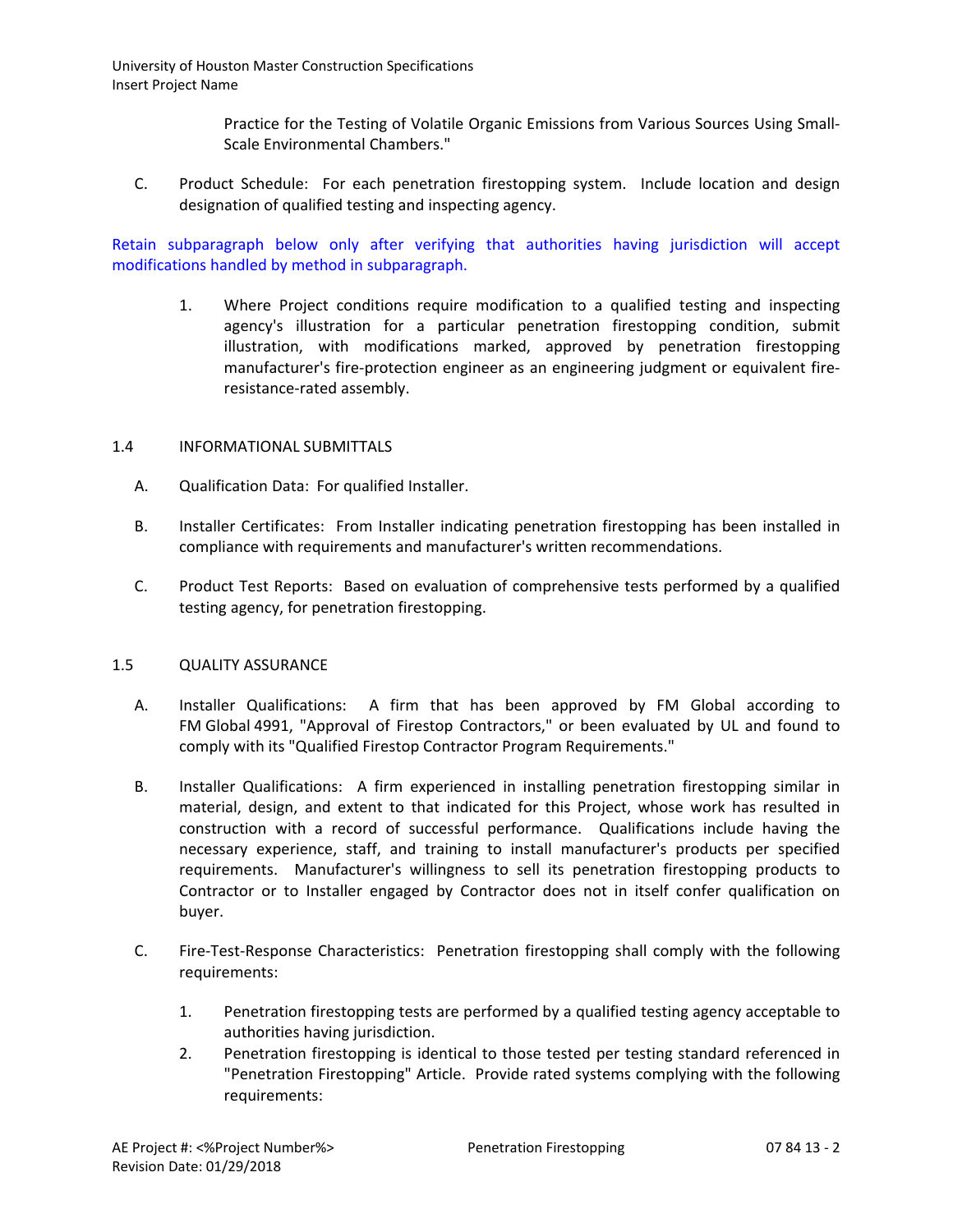Practice for the Testing of Volatile Organic Emissions from Various Sources Using Small-Scale Environmental Chambers."

C. Product Schedule: For each penetration firestopping system. Include location and design designation of qualified testing and inspecting agency.

Retain subparagraph below only after verifying that authorities having jurisdiction will accept modifications handled by method in subparagraph.

1. Where Project conditions require modification to a qualified testing and inspecting agency's illustration for a particular penetration firestopping condition, submit illustration, with modifications marked, approved by penetration firestopping manufacturer's fire-protection engineer as an engineering judgment or equivalent fire-resistance-rated assembly.

## 1.4 INFORMATIONAL SUBMITTALS

A. Qualification Data: For qualified Installer.

B. Installer Certificates: From Installer indicating penetration firestopping has been installed in compliance with requirements and manufacturer's written recommendations.

C. Product Test Reports: Based on evaluation of comprehensive tests performed by a qualified testing agency, for penetration firestopping.

## 1.5 QUALITY ASSURANCE

A. Installer Qualifications: A firm that has been approved by FM Global according to FM Global 4991, "Approval of Firestop Contractors," or been evaluated by UL and found to comply with its "Qualified Firestop Contractor Program Requirements."

B. Installer Qualifications: A firm experienced in installing penetration firestopping similar in material, design, and extent to that indicated for this Project, whose work has resulted in construction with a record of successful performance. Qualifications include having the necessary experience, staff, and training to install manufacturer's products per specified requirements. Manufacturer's willingness to sell its penetration firestopping products to Contractor or to Installer engaged by Contractor does not in itself confer qualification on buyer.

C. Fire-Test-Response Characteristics: Penetration firestopping shall comply with the following requirements:

1. Penetration firestopping tests are performed by a qualified testing agency acceptable to authorities having jurisdiction.
2. Penetration firestopping is identical to those tested per testing standard referenced in "Penetration Firestopping" Article. Provide rated systems complying with the following requirements: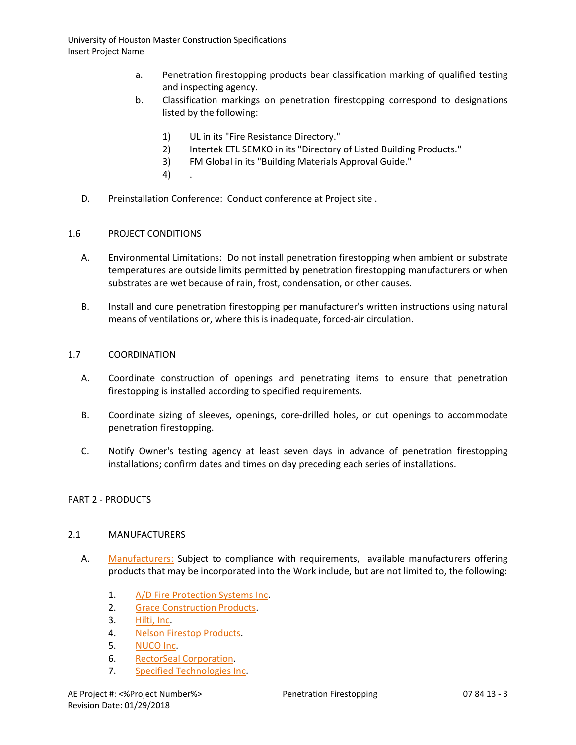a. Penetration firestopping products bear classification marking of qualified testing and inspecting agency.

b. Classification markings on penetration firestopping correspond to designations listed by the following:

   1) UL in its "Fire Resistance Directory."
   2) Intertek ETL SEMKO in its "Directory of Listed Building Products."
   3) FM Global in its "Building Materials Approval Guide."
   4) .

D. Preinstallation Conference: Conduct conference at Project site .

## 1.6 PROJECT CONDITIONS

A. Environmental Limitations: Do not install penetration firestopping when ambient or substrate temperatures are outside limits permitted by penetration firestopping manufacturers or when substrates are wet because of rain, frost, condensation, or other causes.

B. Install and cure penetration firestopping per manufacturer's written instructions using natural means of ventilations or, where this is inadequate, forced-air circulation.

## 1.7 COORDINATION

A. Coordinate construction of openings and penetrating items to ensure that penetration firestopping is installed according to specified requirements.

B. Coordinate sizing of sleeves, openings, core-drilled holes, or cut openings to accommodate penetration firestopping.

C. Notify Owner's testing agency at least seven days in advance of penetration firestopping installations; confirm dates and times on day preceding each series of installations.

# PART 2 - PRODUCTS

## 2.1 MANUFACTURERS

A. Manufacturers: Subject to compliance with requirements, available manufacturers offering products that may be incorporated into the Work include, but are not limited to, the following:

   1. A/D Fire Protection Systems Inc.
   2. Grace Construction Products.
   3. Hilti, Inc.
   4. Nelson Firestop Products.
   5. NUCO Inc.
   6. RectorSeal Corporation.
   7. Specified Technologies Inc.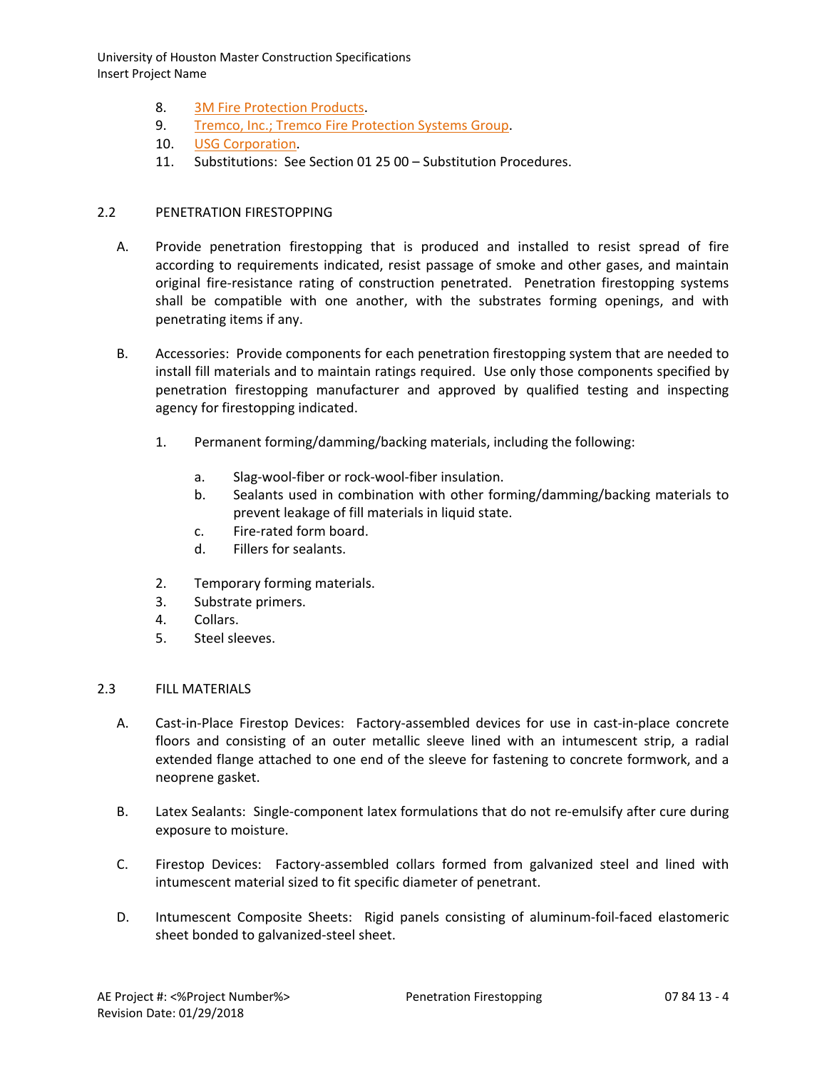8. 3M Fire Protection Products.
9. Tremco, Inc.; Tremco Fire Protection Systems Group.
10. USG Corporation.
11. Substitutions: See Section 01 25 00 – Substitution Procedures.

## 2.2 PENETRATION FIRESTOPPING

A. Provide penetration firestopping that is produced and installed to resist spread of fire according to requirements indicated, resist passage of smoke and other gases, and maintain original fire-resistance rating of construction penetrated. Penetration firestopping systems shall be compatible with one another, with the substrates forming openings, and with penetrating items if any.

B. Accessories: Provide components for each penetration firestopping system that are needed to install fill materials and to maintain ratings required. Use only those components specified by penetration firestopping manufacturer and approved by qualified testing and inspecting agency for firestopping indicated.

   1. Permanent forming/damming/backing materials, including the following:

      a. Slag-wool-fiber or rock-wool-fiber insulation.
      b. Sealants used in combination with other forming/damming/backing materials to prevent leakage of fill materials in liquid state.
      c. Fire-rated form board.
      d. Fillers for sealants.

   2. Temporary forming materials.
   3. Substrate primers.
   4. Collars.
   5. Steel sleeves.

## 2.3 FILL MATERIALS

A. Cast-in-Place Firestop Devices: Factory-assembled devices for use in cast-in-place concrete floors and consisting of an outer metallic sleeve lined with an intumescent strip, a radial extended flange attached to one end of the sleeve for fastening to concrete formwork, and a neoprene gasket.

B. Latex Sealants: Single-component latex formulations that do not re-emulsify after cure during exposure to moisture.

C. Firestop Devices: Factory-assembled collars formed from galvanized steel and lined with intumescent material sized to fit specific diameter of penetrant.

D. Intumescent Composite Sheets: Rigid panels consisting of aluminum-foil-faced elastomeric sheet bonded to galvanized-steel sheet.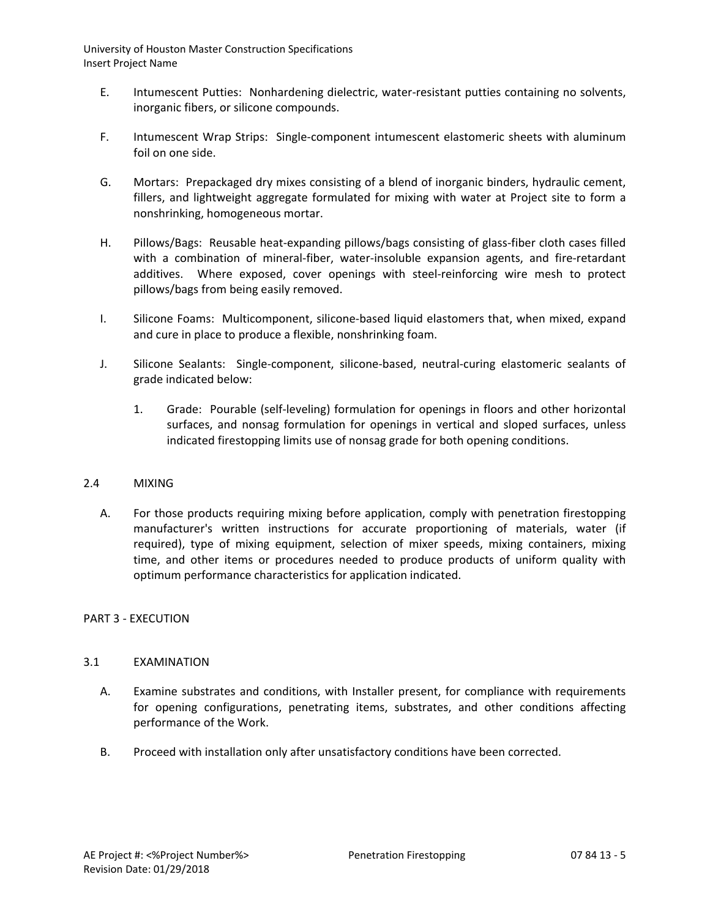E. Intumescent Putties: Nonhardening dielectric, water-resistant putties containing no solvents, inorganic fibers, or silicone compounds.

F. Intumescent Wrap Strips: Single-component intumescent elastomeric sheets with aluminum foil on one side.

G. Mortars: Prepackaged dry mixes consisting of a blend of inorganic binders, hydraulic cement, fillers, and lightweight aggregate formulated for mixing with water at Project site to form a nonshrinking, homogeneous mortar.

H. Pillows/Bags: Reusable heat-expanding pillows/bags consisting of glass-fiber cloth cases filled with a combination of mineral-fiber, water-insoluble expansion agents, and fire-retardant additives. Where exposed, cover openings with steel-reinforcing wire mesh to protect pillows/bags from being easily removed.

I. Silicone Foams: Multicomponent, silicone-based liquid elastomers that, when mixed, expand and cure in place to produce a flexible, nonshrinking foam.

J. Silicone Sealants: Single-component, silicone-based, neutral-curing elastomeric sealants of grade indicated below:

1. Grade: Pourable (self-leveling) formulation for openings in floors and other horizontal surfaces, and nonsag formulation for openings in vertical and sloped surfaces, unless indicated firestopping limits use of nonsag grade for both opening conditions.

## 2.4 MIXING

A. For those products requiring mixing before application, comply with penetration firestopping manufacturer's written instructions for accurate proportioning of materials, water (if required), type of mixing equipment, selection of mixer speeds, mixing containers, mixing time, and other items or procedures needed to produce products of uniform quality with optimum performance characteristics for application indicated.

# PART 3 - EXECUTION

## 3.1 EXAMINATION

A. Examine substrates and conditions, with Installer present, for compliance with requirements for opening configurations, penetrating items, substrates, and other conditions affecting performance of the Work.

B. Proceed with installation only after unsatisfactory conditions have been corrected.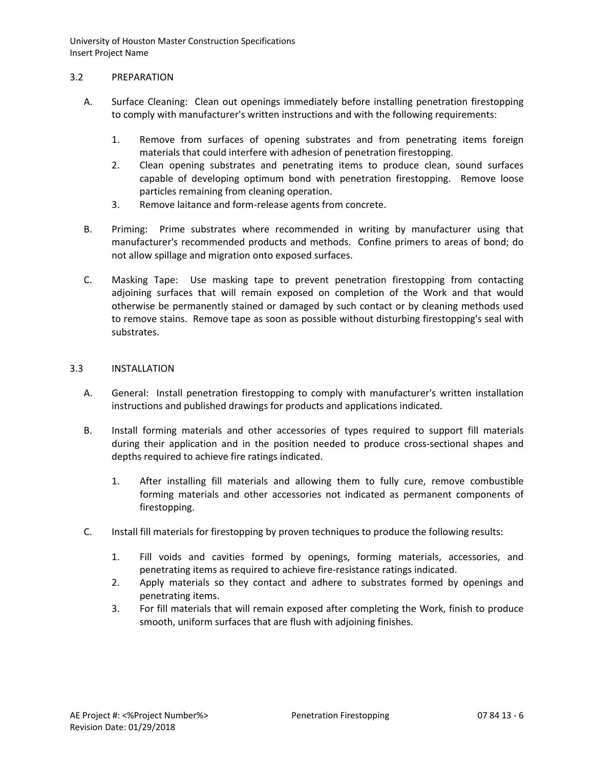## 3.2 PREPARATION

A. Surface Cleaning: Clean out openings immediately before installing penetration firestopping to comply with manufacturer's written instructions and with the following requirements:

   1. Remove from surfaces of opening substrates and from penetrating items foreign materials that could interfere with adhesion of penetration firestopping.
   2. Clean opening substrates and penetrating items to produce clean, sound surfaces capable of developing optimum bond with penetration firestopping. Remove loose particles remaining from cleaning operation.
   3. Remove laitance and form-release agents from concrete.

B. Priming: Prime substrates where recommended in writing by manufacturer using that manufacturer's recommended products and methods. Confine primers to areas of bond; do not allow spillage and migration onto exposed surfaces.

C. Masking Tape: Use masking tape to prevent penetration firestopping from contacting adjoining surfaces that will remain exposed on completion of the Work and that would otherwise be permanently stained or damaged by such contact or by cleaning methods used to remove stains. Remove tape as soon as possible without disturbing firestopping's seal with substrates.

## 3.3 INSTALLATION

A. General: Install penetration firestopping to comply with manufacturer's written installation instructions and published drawings for products and applications indicated.

B. Install forming materials and other accessories of types required to support fill materials during their application and in the position needed to produce cross-sectional shapes and depths required to achieve fire ratings indicated.

   1. After installing fill materials and allowing them to fully cure, remove combustible forming materials and other accessories not indicated as permanent components of firestopping.

C. Install fill materials for firestopping by proven techniques to produce the following results:

   1. Fill voids and cavities formed by openings, forming materials, accessories, and penetrating items as required to achieve fire-resistance ratings indicated.
   2. Apply materials so they contact and adhere to substrates formed by openings and penetrating items.
   3. For fill materials that will remain exposed after completing the Work, finish to produce smooth, uniform surfaces that are flush with adjoining finishes.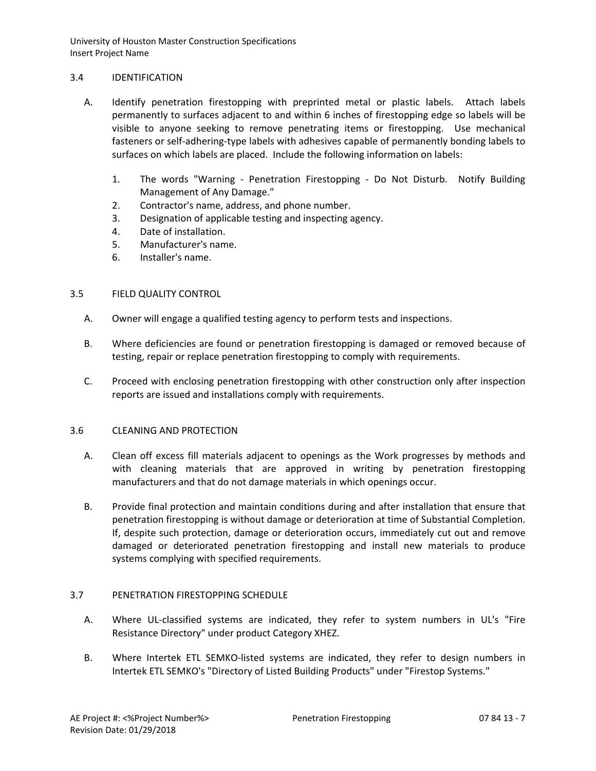## 3.4 IDENTIFICATION

A. Identify penetration firestopping with preprinted metal or plastic labels. Attach labels permanently to surfaces adjacent to and within 6 inches of firestopping edge so labels will be visible to anyone seeking to remove penetrating items or firestopping. Use mechanical fasteners or self-adhering-type labels with adhesives capable of permanently bonding labels to surfaces on which labels are placed. Include the following information on labels:

   1. The words "Warning - Penetration Firestopping - Do Not Disturb. Notify Building Management of Any Damage."
   2. Contractor's name, address, and phone number.
   3. Designation of applicable testing and inspecting agency.
   4. Date of installation.
   5. Manufacturer's name.
   6. Installer's name.

## 3.5 FIELD QUALITY CONTROL

A. Owner will engage a qualified testing agency to perform tests and inspections.

B. Where deficiencies are found or penetration firestopping is damaged or removed because of testing, repair or replace penetration firestopping to comply with requirements.

C. Proceed with enclosing penetration firestopping with other construction only after inspection reports are issued and installations comply with requirements.

## 3.6 CLEANING AND PROTECTION

A. Clean off excess fill materials adjacent to openings as the Work progresses by methods and with cleaning materials that are approved in writing by penetration firestopping manufacturers and that do not damage materials in which openings occur.

B. Provide final protection and maintain conditions during and after installation that ensure that penetration firestopping is without damage or deterioration at time of Substantial Completion. If, despite such protection, damage or deterioration occurs, immediately cut out and remove damaged or deteriorated penetration firestopping and install new materials to produce systems complying with specified requirements.

## 3.7 PENETRATION FIRESTOPPING SCHEDULE

A. Where UL-classified systems are indicated, they refer to system numbers in UL's "Fire Resistance Directory" under product Category XHEZ.

B. Where Intertek ETL SEMKO-listed systems are indicated, they refer to design numbers in Intertek ETL SEMKO's "Directory of Listed Building Products" under "Firestop Systems."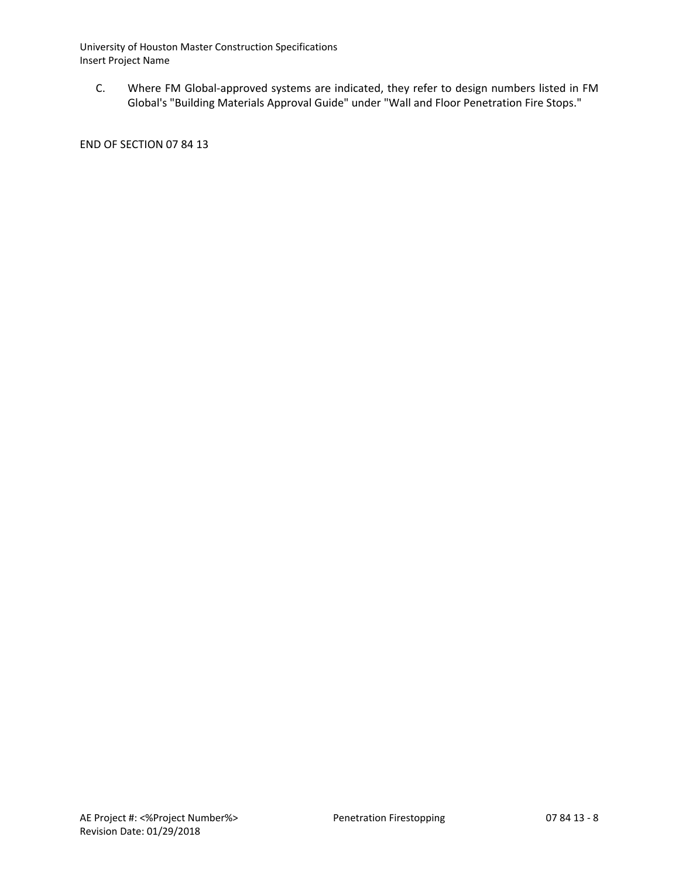C. Where FM Global-approved systems are indicated, they refer to design numbers listed in FM Global's "Building Materials Approval Guide" under "Wall and Floor Penetration Fire Stops."

END OF SECTION 07 84 13